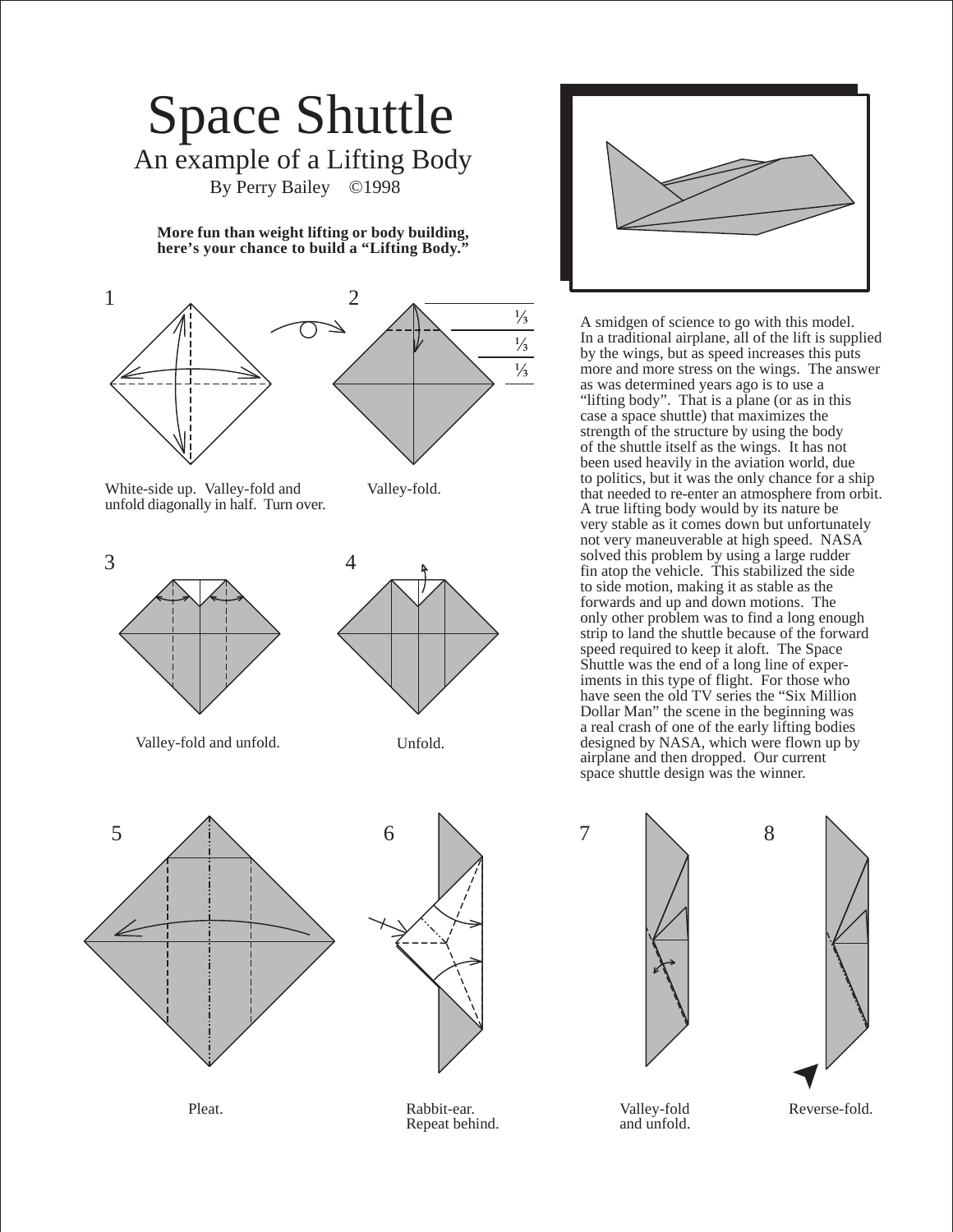# Space Shuttle

## An example of a Lifting Body

By Perry Bailey ©1998

**More fun than weight lifting or body building, here's your chance to build a "Lifting Body."**

A smidgen of science to go with this model. In a traditional airplane, all of the lift is supplied by the wings, but as speed increases this puts more and more stress on the wings. The answer as was determined years ago is to use a "lifting body". That is a plane (or as in this case a space shuttle) that maximizes the strength of the structure by using the body of the shuttle itself as the wings. It has not been used heavily in the aviation world, due to politics, but it was the only chance for a ship that needed to re-enter an atmosphere from orbit. A true lifting body would by its nature be very stable as it comes down but unfortunately not very maneuverable at high speed. NASA solved this problem by using a large rudder fin atop the vehicle. This stabilized the side to side motion, making it as stable as the forwards and up and down motions. The only other problem was to find a long enough strip to land the shuttle because of the forward speed required to keep it aloft. The Space Shuttle was the end of a long line of experiments in this type of flight. For those who have seen the old TV series the "Six Million Dollar Man" the scene in the beginning was a real crash of one of the early lifting bodies designed by NASA, which were flown up by airplane and then dropped. Our current space shuttle design was the winner.

1

White-side up. Valley-fold and unfold diagonally in half. Turn over.

2

⅓
⅓
⅓

Valley-fold.

3

Valley-fold and unfold.

4

Unfold.

5

Pleat.

6

Rabbit-ear. Repeat behind.

7

Valley-fold and unfold.

8

Reverse-fold.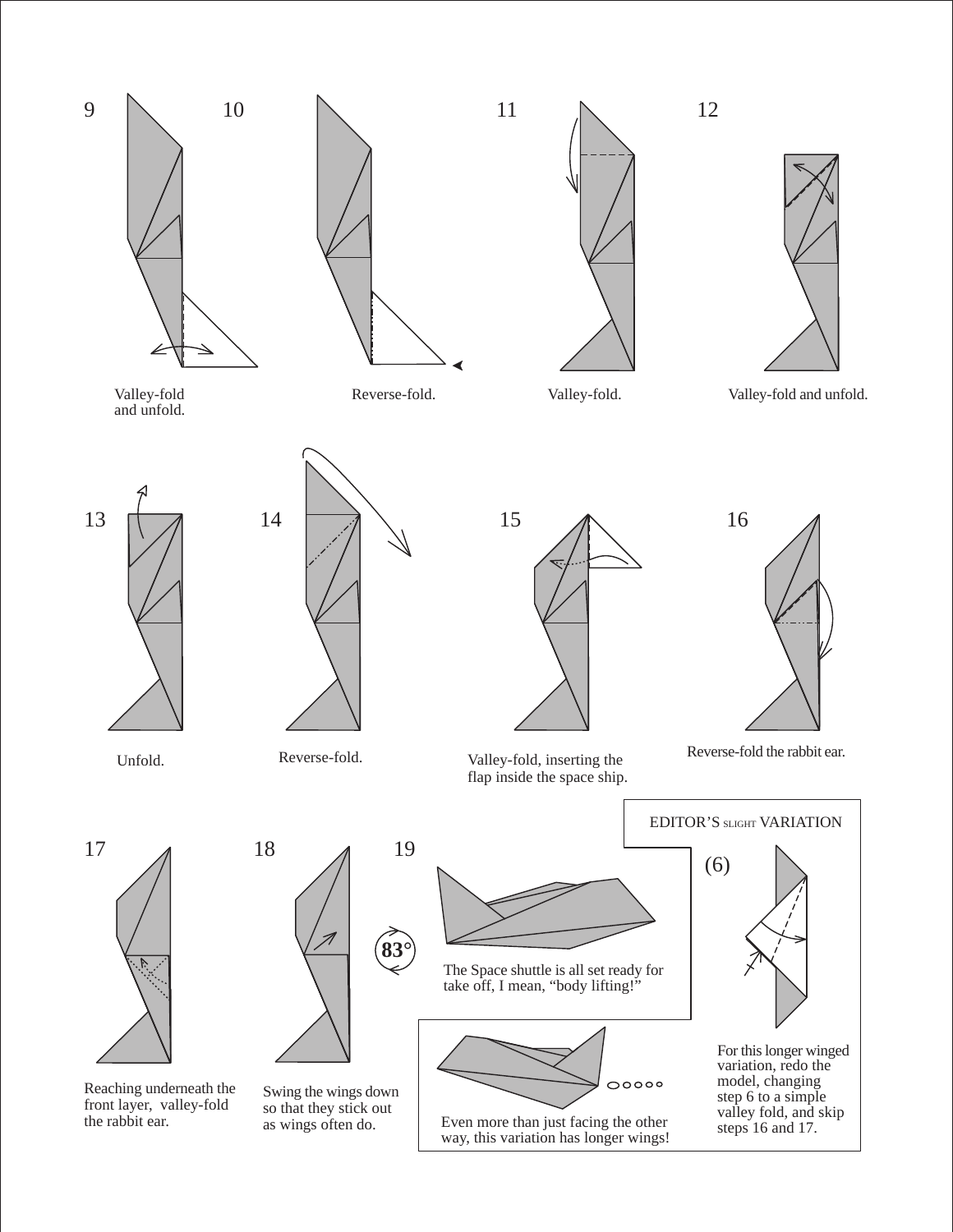9

Valley-fold and unfold.

10

Reverse-fold.

11

Valley-fold.

12

Valley-fold and unfold.

13

Unfold.

14

Reverse-fold.

15

Valley-fold, inserting the flap inside the space ship.

16

Reverse-fold the rabbit ear.

17

Reaching underneath the front layer, valley-fold the rabbit ear.

18

Swing the wings down so that they stick out as wings often do.

83°

19

The Space shuttle is all set ready for take off, I mean, "body lifting!"

EDITOR'S SLIGHT VARIATION

(6)

For this longer winged variation, redo the model, changing step 6 to a simple valley fold, and skip steps 16 and 17.

Even more than just facing the other way, this variation has longer wings!